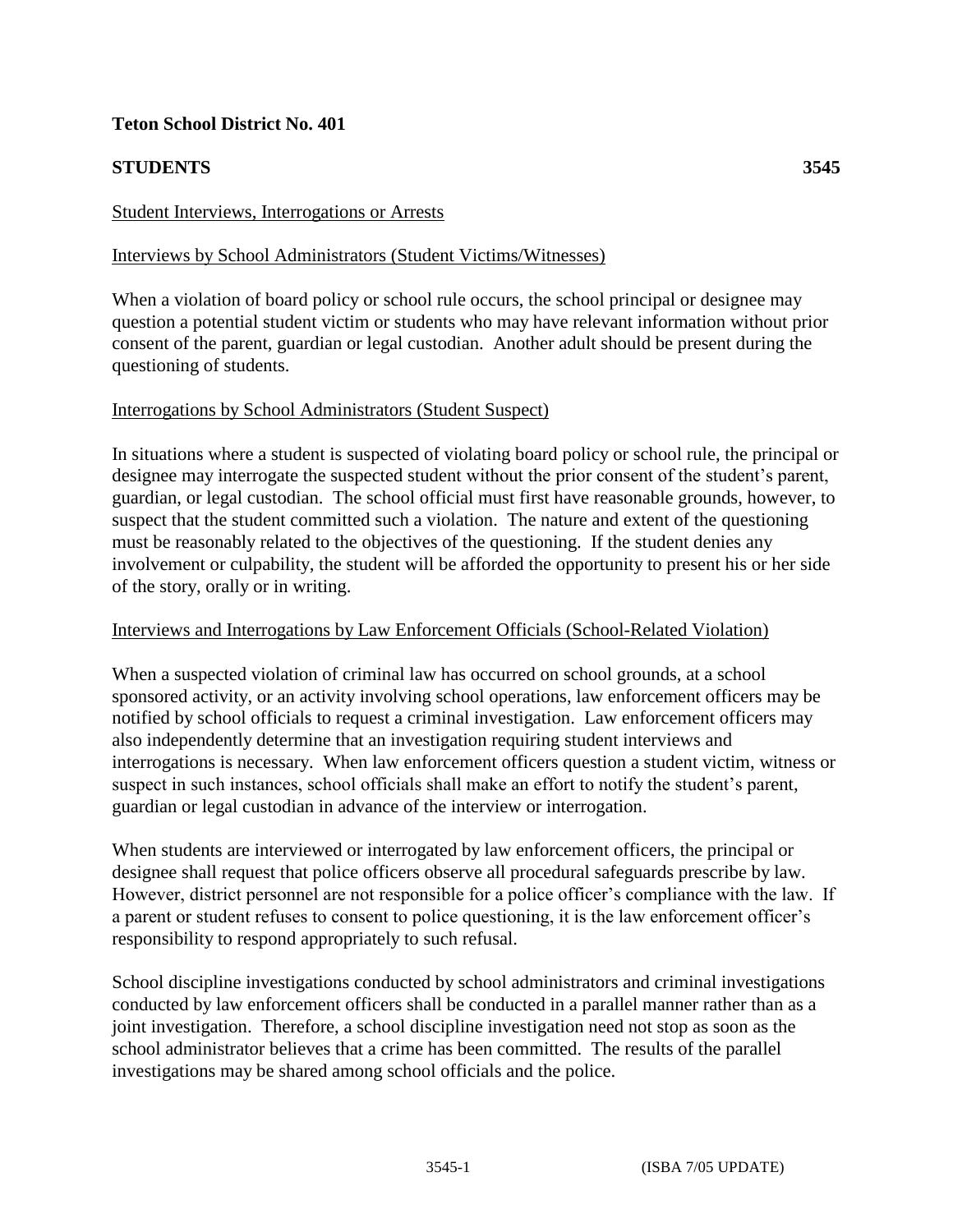**Teton School District No. 401**

**STUDENTS 3545**

Student Interviews, Interrogations or Arrests

Interviews by School Administrators (Student Victims/Witnesses)

When a violation of board policy or school rule occurs, the school principal or designee may question a potential student victim or students who may have relevant information without prior consent of the parent, guardian or legal custodian. Another adult should be present during the questioning of students.

Interrogations by School Administrators (Student Suspect)

In situations where a student is suspected of violating board policy or school rule, the principal or designee may interrogate the suspected student without the prior consent of the student's parent, guardian, or legal custodian. The school official must first have reasonable grounds, however, to suspect that the student committed such a violation. The nature and extent of the questioning must be reasonably related to the objectives of the questioning. If the student denies any involvement or culpability, the student will be afforded the opportunity to present his or her side of the story, orally or in writing.

Interviews and Interrogations by Law Enforcement Officials (School-Related Violation)

When a suspected violation of criminal law has occurred on school grounds, at a school sponsored activity, or an activity involving school operations, law enforcement officers may be notified by school officials to request a criminal investigation. Law enforcement officers may also independently determine that an investigation requiring student interviews and interrogations is necessary. When law enforcement officers question a student victim, witness or suspect in such instances, school officials shall make an effort to notify the student's parent, guardian or legal custodian in advance of the interview or interrogation.

When students are interviewed or interrogated by law enforcement officers, the principal or designee shall request that police officers observe all procedural safeguards prescribe by law. However, district personnel are not responsible for a police officer's compliance with the law. If a parent or student refuses to consent to police questioning, it is the law enforcement officer's responsibility to respond appropriately to such refusal.

School discipline investigations conducted by school administrators and criminal investigations conducted by law enforcement officers shall be conducted in a parallel manner rather than as a joint investigation. Therefore, a school discipline investigation need not stop as soon as the school administrator believes that a crime has been committed. The results of the parallel investigations may be shared among school officials and the police.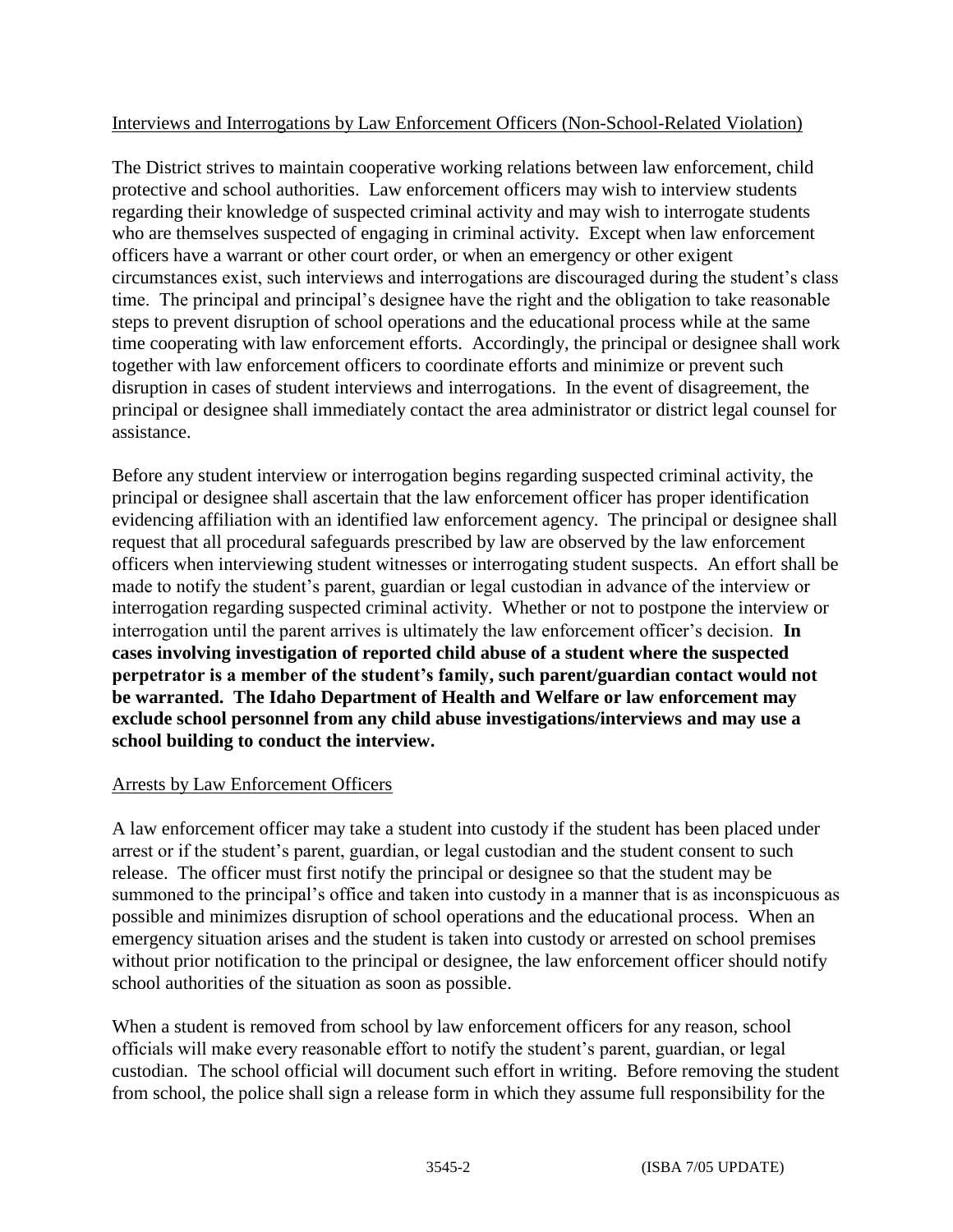Interviews and Interrogations by Law Enforcement Officers (Non-School-Related Violation)

The District strives to maintain cooperative working relations between law enforcement, child protective and school authorities. Law enforcement officers may wish to interview students regarding their knowledge of suspected criminal activity and may wish to interrogate students who are themselves suspected of engaging in criminal activity. Except when law enforcement officers have a warrant or other court order, or when an emergency or other exigent circumstances exist, such interviews and interrogations are discouraged during the student's class time. The principal and principal's designee have the right and the obligation to take reasonable steps to prevent disruption of school operations and the educational process while at the same time cooperating with law enforcement efforts. Accordingly, the principal or designee shall work together with law enforcement officers to coordinate efforts and minimize or prevent such disruption in cases of student interviews and interrogations. In the event of disagreement, the principal or designee shall immediately contact the area administrator or district legal counsel for assistance.

Before any student interview or interrogation begins regarding suspected criminal activity, the principal or designee shall ascertain that the law enforcement officer has proper identification evidencing affiliation with an identified law enforcement agency. The principal or designee shall request that all procedural safeguards prescribed by law are observed by the law enforcement officers when interviewing student witnesses or interrogating student suspects. An effort shall be made to notify the student's parent, guardian or legal custodian in advance of the interview or interrogation regarding suspected criminal activity. Whether or not to postpone the interview or interrogation until the parent arrives is ultimately the law enforcement officer's decision. **In cases involving investigation of reported child abuse of a student where the suspected perpetrator is a member of the student's family, such parent/guardian contact would not be warranted. The Idaho Department of Health and Welfare or law enforcement may exclude school personnel from any child abuse investigations/interviews and may use a school building to conduct the interview.**

Arrests by Law Enforcement Officers

A law enforcement officer may take a student into custody if the student has been placed under arrest or if the student's parent, guardian, or legal custodian and the student consent to such release. The officer must first notify the principal or designee so that the student may be summoned to the principal's office and taken into custody in a manner that is as inconspicuous as possible and minimizes disruption of school operations and the educational process. When an emergency situation arises and the student is taken into custody or arrested on school premises without prior notification to the principal or designee, the law enforcement officer should notify school authorities of the situation as soon as possible.

When a student is removed from school by law enforcement officers for any reason, school officials will make every reasonable effort to notify the student's parent, guardian, or legal custodian. The school official will document such effort in writing. Before removing the student from school, the police shall sign a release form in which they assume full responsibility for the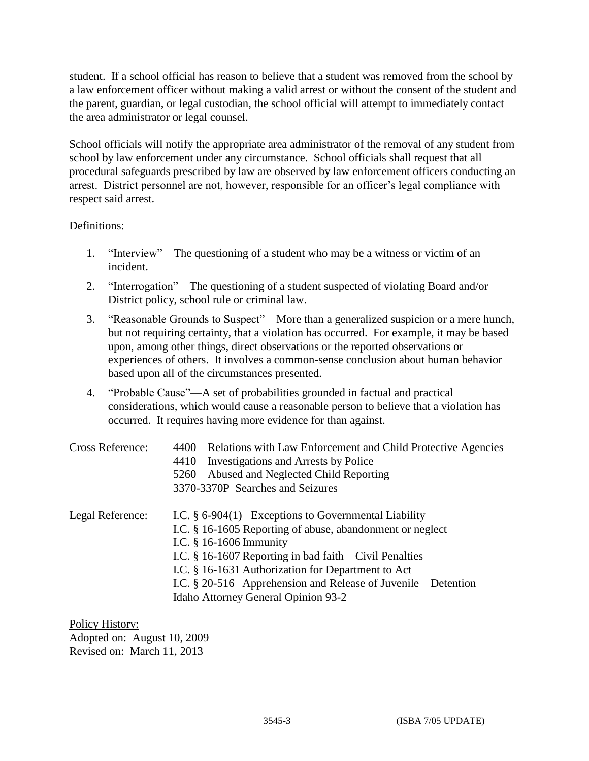student. If a school official has reason to believe that a student was removed from the school by a law enforcement officer without making a valid arrest or without the consent of the student and the parent, guardian, or legal custodian, the school official will attempt to immediately contact the area administrator or legal counsel.

School officials will notify the appropriate area administrator of the removal of any student from school by law enforcement under any circumstance. School officials shall request that all procedural safeguards prescribed by law are observed by law enforcement officers conducting an arrest. District personnel are not, however, responsible for an officer's legal compliance with respect said arrest.

Definitions:

1. "Interview"—The questioning of a student who may be a witness or victim of an incident.
2. "Interrogation"—The questioning of a student suspected of violating Board and/or District policy, school rule or criminal law.
3. "Reasonable Grounds to Suspect"—More than a generalized suspicion or a mere hunch, but not requiring certainty, that a violation has occurred. For example, it may be based upon, among other things, direct observations or the reported observations or experiences of others. It involves a common-sense conclusion about human behavior based upon all of the circumstances presented.
4. "Probable Cause"—A set of probabilities grounded in factual and practical considerations, which would cause a reasonable person to believe that a violation has occurred. It requires having more evidence for than against.

| | |
|---|---|
| Cross Reference: | 4400 Relations with Law Enforcement and Child Protective Agencies<br>4410 Investigations and Arrests by Police<br>5260 Abused and Neglected Child Reporting<br>3370-3370P Searches and Seizures |
| Legal Reference: | I.C. § 6-904(1) Exceptions to Governmental Liability<br>I.C. § 16-1605 Reporting of abuse, abandonment or neglect<br>I.C. § 16-1606 Immunity<br>I.C. § 16-1607 Reporting in bad faith—Civil Penalties<br>I.C. § 16-1631 Authorization for Department to Act<br>I.C. § 20-516 Apprehension and Release of Juvenile—Detention<br>Idaho Attorney General Opinion 93-2 |

Policy History:
Adopted on: August 10, 2009
Revised on: March 11, 2013